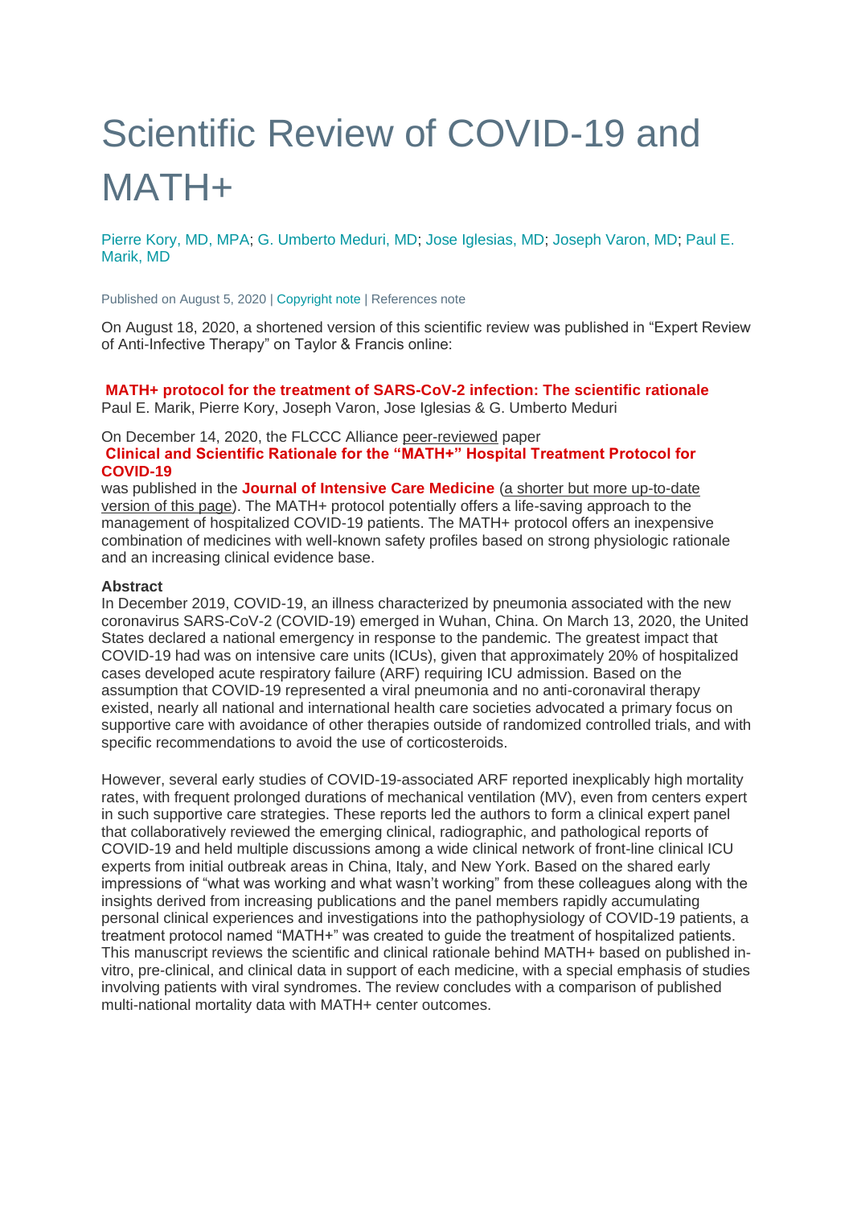# Scientific Review of COVID-19 and MATH+

Pierre Kory, MD, MPA; G. Umberto Meduri, MD; Jose Iglesias, MD; Joseph Varon, MD; Paul E. Marik, MD

Published on August 5, 2020 | Copyright note | References note

On August 18, 2020, a shortened version of this scientific review was published in "Expert Review of Anti-Infective Therapy" on Taylor & Francis online:

**MATH+ protocol for the treatment of SARS-CoV-2 infection: The scientific rationale**
Paul E. Marik, Pierre Kory, Joseph Varon, Jose Iglesias & G. Umberto Meduri

On December 14, 2020, the FLCCC Alliance peer-reviewed paper
**Clinical and Scientific Rationale for the "MATH+" Hospital Treatment Protocol for COVID-19**
was published in the **Journal of Intensive Care Medicine** (a shorter but more up-to-date version of this page). The MATH+ protocol potentially offers a life-saving approach to the management of hospitalized COVID-19 patients. The MATH+ protocol offers an inexpensive combination of medicines with well-known safety profiles based on strong physiologic rationale and an increasing clinical evidence base.

**Abstract**

In December 2019, COVID-19, an illness characterized by pneumonia associated with the new coronavirus SARS-CoV-2 (COVID-19) emerged in Wuhan, China. On March 13, 2020, the United States declared a national emergency in response to the pandemic. The greatest impact that COVID-19 had was on intensive care units (ICUs), given that approximately 20% of hospitalized cases developed acute respiratory failure (ARF) requiring ICU admission. Based on the assumption that COVID-19 represented a viral pneumonia and no anti-coronaviral therapy existed, nearly all national and international health care societies advocated a primary focus on supportive care with avoidance of other therapies outside of randomized controlled trials, and with specific recommendations to avoid the use of corticosteroids.

However, several early studies of COVID-19-associated ARF reported inexplicably high mortality rates, with frequent prolonged durations of mechanical ventilation (MV), even from centers expert in such supportive care strategies. These reports led the authors to form a clinical expert panel that collaboratively reviewed the emerging clinical, radiographic, and pathological reports of COVID-19 and held multiple discussions among a wide clinical network of front-line clinical ICU experts from initial outbreak areas in China, Italy, and New York. Based on the shared early impressions of "what was working and what wasn't working" from these colleagues along with the insights derived from increasing publications and the panel members rapidly accumulating personal clinical experiences and investigations into the pathophysiology of COVID-19 patients, a treatment protocol named "MATH+" was created to guide the treatment of hospitalized patients. This manuscript reviews the scientific and clinical rationale behind MATH+ based on published in-vitro, pre-clinical, and clinical data in support of each medicine, with a special emphasis of studies involving patients with viral syndromes. The review concludes with a comparison of published multi-national mortality data with MATH+ center outcomes.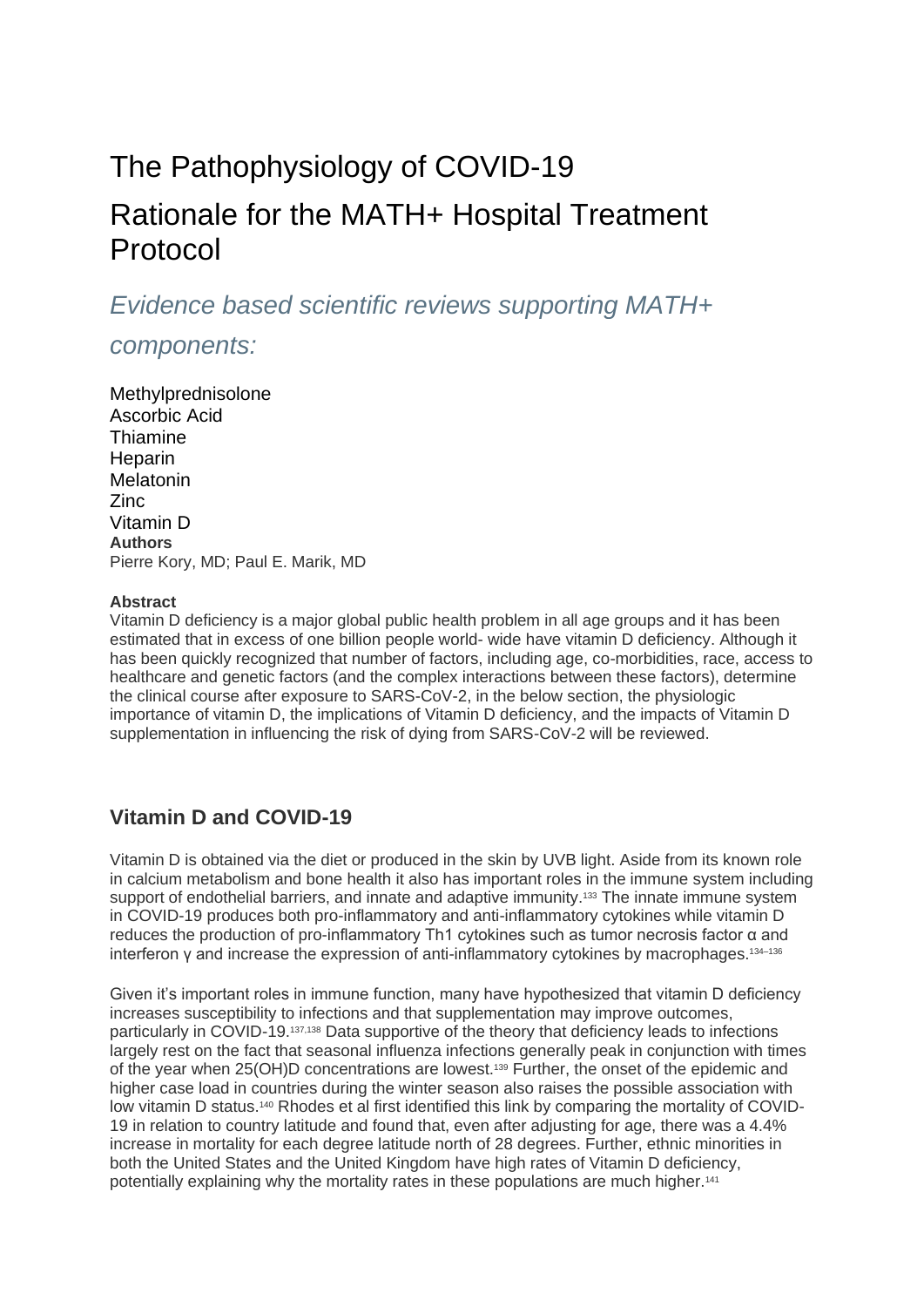# The Pathophysiology of COVID-19

# Rationale for the MATH+ Hospital Treatment Protocol

## *Evidence based scientific reviews supporting MATH+ components:*

Methylprednisolone
Ascorbic Acid
Thiamine
Heparin
Melatonin
Zinc
Vitamin D

**Authors**
Pierre Kory, MD; Paul E. Marik, MD

**Abstract**
Vitamin D deficiency is a major global public health problem in all age groups and it has been estimated that in excess of one billion people world- wide have vitamin D deficiency. Although it has been quickly recognized that number of factors, including age, co-morbidities, race, access to healthcare and genetic factors (and the complex interactions between these factors), determine the clinical course after exposure to SARS-CoV-2, in the below section, the physiologic importance of vitamin D, the implications of Vitamin D deficiency, and the impacts of Vitamin D supplementation in influencing the risk of dying from SARS-CoV-2 will be reviewed.

## Vitamin D and COVID-19

Vitamin D is obtained via the diet or produced in the skin by UVB light. Aside from its known role in calcium metabolism and bone health it also has important roles in the immune system including support of endothelial barriers, and innate and adaptive immunity.[133] The innate immune system in COVID-19 produces both pro-inflammatory and anti-inflammatory cytokines while vitamin D reduces the production of pro-inflammatory Th1 cytokines such as tumor necrosis factor α and interferon γ and increase the expression of anti-inflammatory cytokines by macrophages.[134–136]

Given it's important roles in immune function, many have hypothesized that vitamin D deficiency increases susceptibility to infections and that supplementation may improve outcomes, particularly in COVID-19.[137,138] Data supportive of the theory that deficiency leads to infections largely rest on the fact that seasonal influenza infections generally peak in conjunction with times of the year when 25(OH)D concentrations are lowest.[139] Further, the onset of the epidemic and higher case load in countries during the winter season also raises the possible association with low vitamin D status.[140] Rhodes et al first identified this link by comparing the mortality of COVID-19 in relation to country latitude and found that, even after adjusting for age, there was a 4.4% increase in mortality for each degree latitude north of 28 degrees. Further, ethnic minorities in both the United States and the United Kingdom have high rates of Vitamin D deficiency, potentially explaining why the mortality rates in these populations are much higher.[141]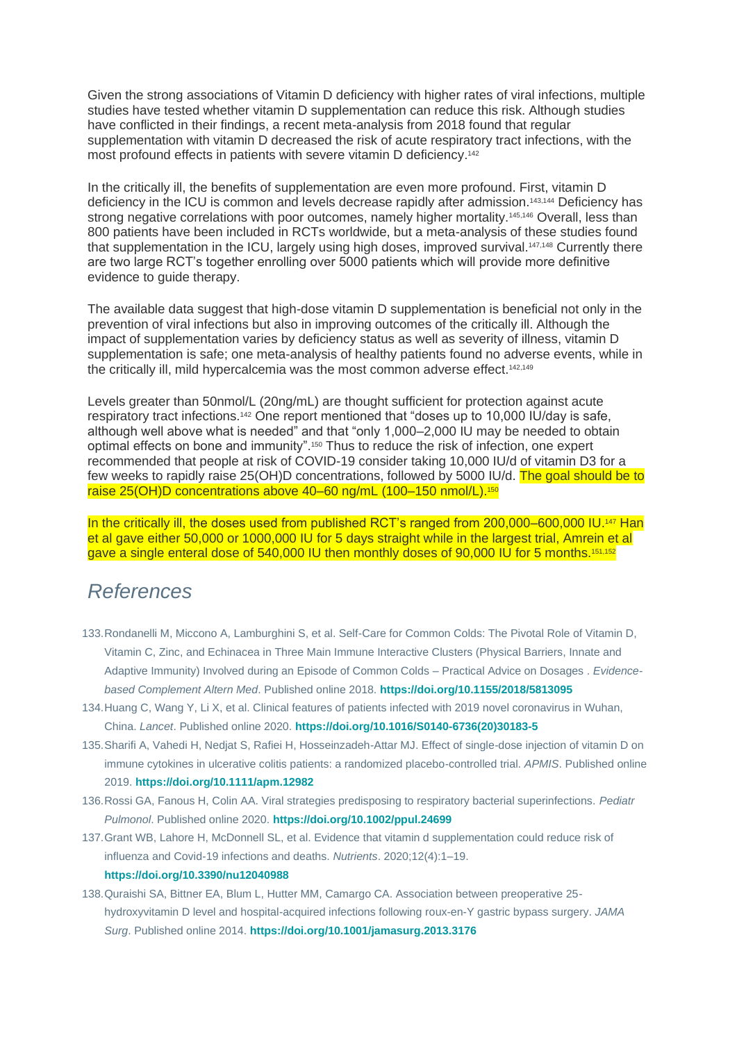Given the strong associations of Vitamin D deficiency with higher rates of viral infections, multiple studies have tested whether vitamin D supplementation can reduce this risk. Although studies have conflicted in their findings, a recent meta-analysis from 2018 found that regular supplementation with vitamin D decreased the risk of acute respiratory tract infections, with the most profound effects in patients with severe vitamin D deficiency.[142]

In the critically ill, the benefits of supplementation are even more profound. First, vitamin D deficiency in the ICU is common and levels decrease rapidly after admission.[143,144] Deficiency has strong negative correlations with poor outcomes, namely higher mortality.[145,146] Overall, less than 800 patients have been included in RCTs worldwide, but a meta-analysis of these studies found that supplementation in the ICU, largely using high doses, improved survival.[147,148] Currently there are two large RCT's together enrolling over 5000 patients which will provide more definitive evidence to guide therapy.

The available data suggest that high-dose vitamin D supplementation is beneficial not only in the prevention of viral infections but also in improving outcomes of the critically ill. Although the impact of supplementation varies by deficiency status as well as severity of illness, vitamin D supplementation is safe; one meta-analysis of healthy patients found no adverse events, while in the critically ill, mild hypercalcemia was the most common adverse effect.[142,149]

Levels greater than 50nmol/L (20ng/mL) are thought sufficient for protection against acute respiratory tract infections.[142] One report mentioned that "doses up to 10,000 IU/day is safe, although well above what is needed" and that "only 1,000–2,000 IU may be needed to obtain optimal effects on bone and immunity".[150] Thus to reduce the risk of infection, one expert recommended that people at risk of COVID-19 consider taking 10,000 IU/d of vitamin D3 for a few weeks to rapidly raise 25(OH)D concentrations, followed by 5000 IU/d. The goal should be to raise 25(OH)D concentrations above 40–60 ng/mL (100–150 nmol/L).[150]

In the critically ill, the doses used from published RCT's ranged from 200,000–600,000 IU.[147] Han et al gave either 50,000 or 1000,000 IU for 5 days straight while in the largest trial, Amrein et al gave a single enteral dose of 540,000 IU then monthly doses of 90,000 IU for 5 months.[151,152]

## References

133. Rondanelli M, Miccono A, Lamburghini S, et al. Self-Care for Common Colds: The Pivotal Role of Vitamin D, Vitamin C, Zinc, and Echinacea in Three Main Immune Interactive Clusters (Physical Barriers, Innate and Adaptive Immunity) Involved during an Episode of Common Colds – Practical Advice on Dosages . *Evidence-based Complement Altern Med*. Published online 2018. **https://doi.org/10.1155/2018/5813095**
134. Huang C, Wang Y, Li X, et al. Clinical features of patients infected with 2019 novel coronavirus in Wuhan, China. *Lancet*. Published online 2020. **https://doi.org/10.1016/S0140-6736(20)30183-5**
135. Sharifi A, Vahedi H, Nedjat S, Rafiei H, Hosseinzadeh-Attar MJ. Effect of single-dose injection of vitamin D on immune cytokines in ulcerative colitis patients: a randomized placebo-controlled trial. *APMIS*. Published online 2019. **https://doi.org/10.1111/apm.12982**
136. Rossi GA, Fanous H, Colin AA. Viral strategies predisposing to respiratory bacterial superinfections. *Pediatr Pulmonol*. Published online 2020. **https://doi.org/10.1002/ppul.24699**
137. Grant WB, Lahore H, McDonnell SL, et al. Evidence that vitamin d supplementation could reduce risk of influenza and Covid-19 infections and deaths. *Nutrients*. 2020;12(4):1–19. **https://doi.org/10.3390/nu12040988**
138. Quraishi SA, Bittner EA, Blum L, Hutter MM, Camargo CA. Association between preoperative 25-hydroxyvitamin D level and hospital-acquired infections following roux-en-Y gastric bypass surgery. *JAMA Surg*. Published online 2014. **https://doi.org/10.1001/jamasurg.2013.3176**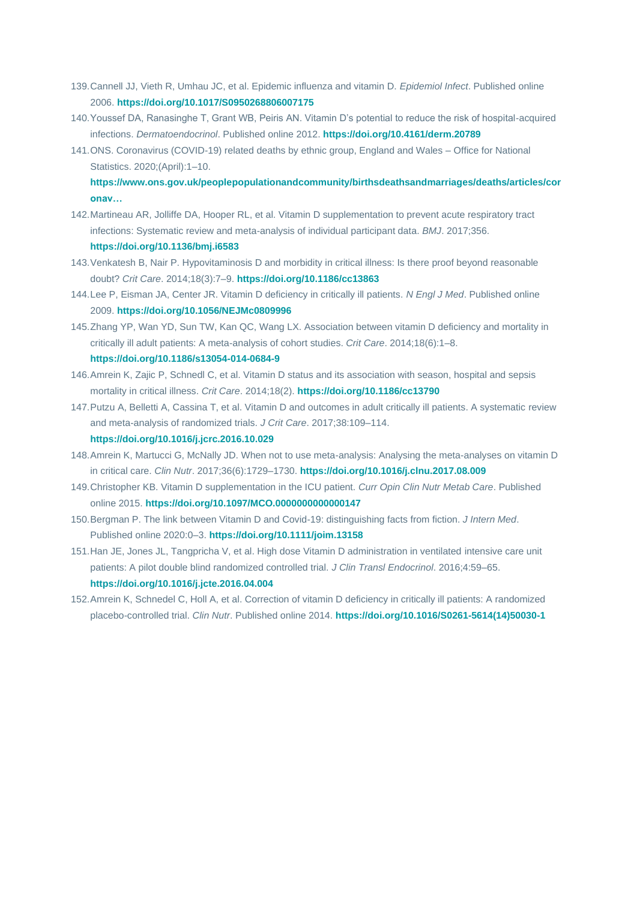139. Cannell JJ, Vieth R, Umhau JC, et al. Epidemic influenza and vitamin D. *Epidemiol Infect*. Published online 2006. **https://doi.org/10.1017/S0950268806007175**
140. Youssef DA, Ranasinghe T, Grant WB, Peiris AN. Vitamin D's potential to reduce the risk of hospital-acquired infections. *Dermatoendocrinol*. Published online 2012. **https://doi.org/10.4161/derm.20789**
141. ONS. Coronavirus (COVID-19) related deaths by ethnic group, England and Wales – Office for National Statistics. 2020;(April):1–10. **https://www.ons.gov.uk/peoplepopulationandcommunity/birthsdeathsandmarriages/deaths/articles/coronav…**
142. Martineau AR, Jolliffe DA, Hooper RL, et al. Vitamin D supplementation to prevent acute respiratory tract infections: Systematic review and meta-analysis of individual participant data. *BMJ*. 2017;356. **https://doi.org/10.1136/bmj.i6583**
143. Venkatesh B, Nair P. Hypovitaminosis D and morbidity in critical illness: Is there proof beyond reasonable doubt? *Crit Care*. 2014;18(3):7–9. **https://doi.org/10.1186/cc13863**
144. Lee P, Eisman JA, Center JR. Vitamin D deficiency in critically ill patients. *N Engl J Med*. Published online 2009. **https://doi.org/10.1056/NEJMc0809996**
145. Zhang YP, Wan YD, Sun TW, Kan QC, Wang LX. Association between vitamin D deficiency and mortality in critically ill adult patients: A meta-analysis of cohort studies. *Crit Care*. 2014;18(6):1–8. **https://doi.org/10.1186/s13054-014-0684-9**
146. Amrein K, Zajic P, Schnedl C, et al. Vitamin D status and its association with season, hospital and sepsis mortality in critical illness. *Crit Care*. 2014;18(2). **https://doi.org/10.1186/cc13790**
147. Putzu A, Belletti A, Cassina T, et al. Vitamin D and outcomes in adult critically ill patients. A systematic review and meta-analysis of randomized trials. *J Crit Care*. 2017;38:109–114. **https://doi.org/10.1016/j.jcrc.2016.10.029**
148. Amrein K, Martucci G, McNally JD. When not to use meta-analysis: Analysing the meta-analyses on vitamin D in critical care. *Clin Nutr*. 2017;36(6):1729–1730. **https://doi.org/10.1016/j.clnu.2017.08.009**
149. Christopher KB. Vitamin D supplementation in the ICU patient. *Curr Opin Clin Nutr Metab Care*. Published online 2015. **https://doi.org/10.1097/MCO.0000000000000147**
150. Bergman P. The link between Vitamin D and Covid-19: distinguishing facts from fiction. *J Intern Med*. Published online 2020:0–3. **https://doi.org/10.1111/joim.13158**
151. Han JE, Jones JL, Tangpricha V, et al. High dose Vitamin D administration in ventilated intensive care unit patients: A pilot double blind randomized controlled trial. *J Clin Transl Endocrinol*. 2016;4:59–65. **https://doi.org/10.1016/j.jcte.2016.04.004**
152. Amrein K, Schnedel C, Holl A, et al. Correction of vitamin D deficiency in critically ill patients: A randomized placebo-controlled trial. *Clin Nutr*. Published online 2014. **https://doi.org/10.1016/S0261-5614(14)50030-1**